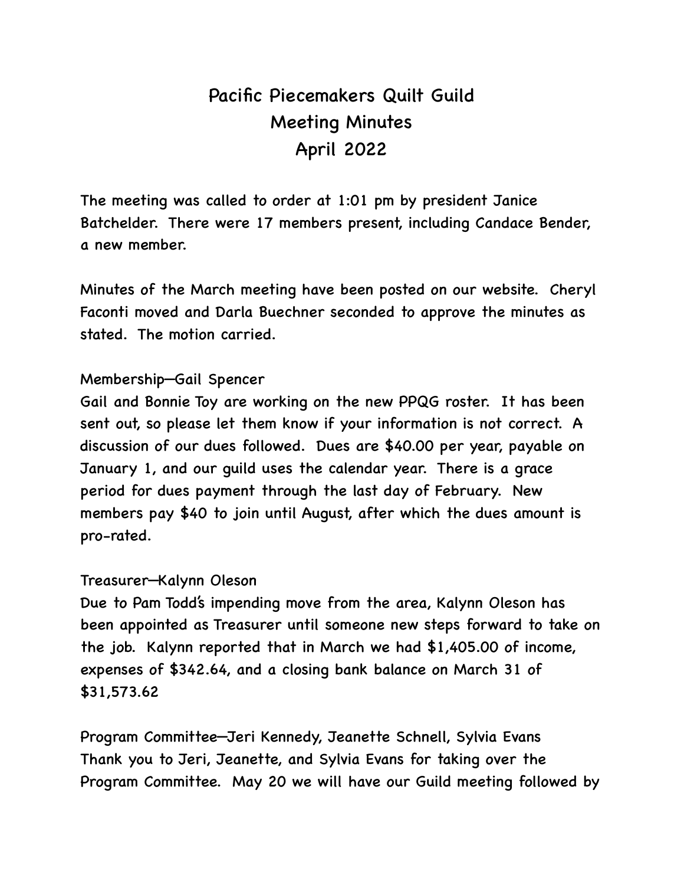# Pacific Piecemakers Quilt Guild
## Meeting Minutes
## April 2022

The meeting was called to order at 1:01 pm by president Janice Batchelder. There were 17 members present, including Candace Bender, a new member.

Minutes of the March meeting have been posted on our website. Cheryl Faconti moved and Darla Buechner seconded to approve the minutes as stated. The motion carried.

Membership—Gail Spencer
Gail and Bonnie Toy are working on the new PPQG roster. It has been sent out, so please let them know if your information is not correct. A discussion of our dues followed. Dues are $40.00 per year, payable on January 1, and our guild uses the calendar year. There is a grace period for dues payment through the last day of February. New members pay $40 to join until August, after which the dues amount is pro-rated.

Treasurer—Kalynn Oleson
Due to Pam Todd's impending move from the area, Kalynn Oleson has been appointed as Treasurer until someone new steps forward to take on the job. Kalynn reported that in March we had $1,405.00 of income, expenses of $342.64, and a closing bank balance on March 31 of $31,573.62

Program Committee—Jeri Kennedy, Jeanette Schnell, Sylvia Evans
Thank you to Jeri, Jeanette, and Sylvia Evans for taking over the Program Committee. May 20 we will have our Guild meeting followed by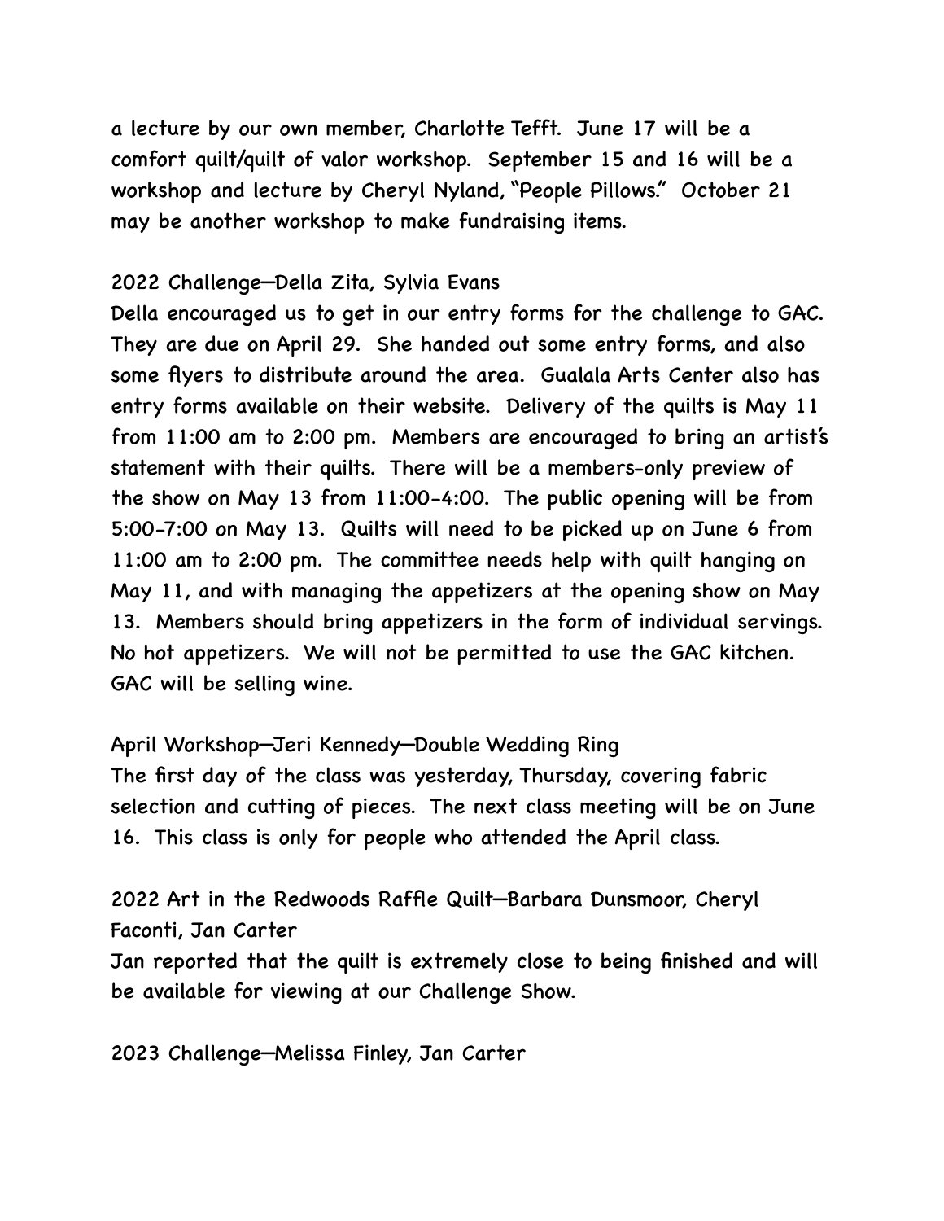a lecture by our own member, Charlotte Tefft. June 17 will be a comfort quilt/quilt of valor workshop. September 15 and 16 will be a workshop and lecture by Cheryl Nyland, "People Pillows." October 21 may be another workshop to make fundraising items.

2022 Challenge—Della Zita, Sylvia Evans
Della encouraged us to get in our entry forms for the challenge to GAC. They are due on April 29. She handed out some entry forms, and also some flyers to distribute around the area. Gualala Arts Center also has entry forms available on their website. Delivery of the quilts is May 11 from 11:00 am to 2:00 pm. Members are encouraged to bring an artist's statement with their quilts. There will be a members-only preview of the show on May 13 from 11:00-4:00. The public opening will be from 5:00-7:00 on May 13. Quilts will need to be picked up on June 6 from 11:00 am to 2:00 pm. The committee needs help with quilt hanging on May 11, and with managing the appetizers at the opening show on May 13. Members should bring appetizers in the form of individual servings. No hot appetizers. We will not be permitted to use the GAC kitchen. GAC will be selling wine.

April Workshop—Jeri Kennedy—Double Wedding Ring
The first day of the class was yesterday, Thursday, covering fabric selection and cutting of pieces. The next class meeting will be on June 16. This class is only for people who attended the April class.

2022 Art in the Redwoods Raffle Quilt—Barbara Dunsmoor, Cheryl Faconti, Jan Carter
Jan reported that the quilt is extremely close to being finished and will be available for viewing at our Challenge Show.

2023 Challenge—Melissa Finley, Jan Carter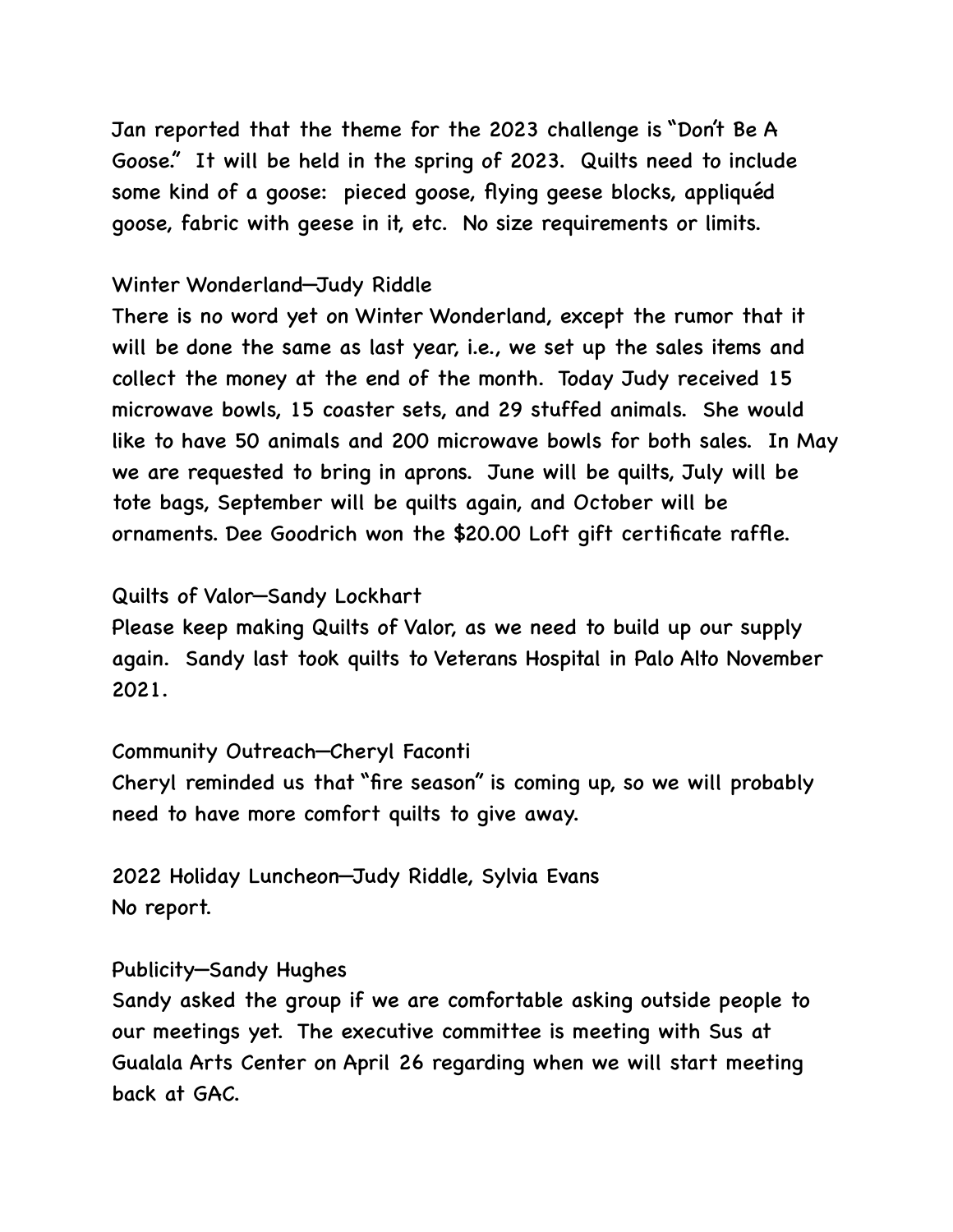Jan reported that the theme for the 2023 challenge is "Don't Be A Goose." It will be held in the spring of 2023. Quilts need to include some kind of a goose: pieced goose, flying geese blocks, appliquéd goose, fabric with geese in it, etc. No size requirements or limits.

Winter Wonderland—Judy Riddle

There is no word yet on Winter Wonderland, except the rumor that it will be done the same as last year, i.e., we set up the sales items and collect the money at the end of the month. Today Judy received 15 microwave bowls, 15 coaster sets, and 29 stuffed animals. She would like to have 50 animals and 200 microwave bowls for both sales. In May we are requested to bring in aprons. June will be quilts, July will be tote bags, September will be quilts again, and October will be ornaments. Dee Goodrich won the $20.00 Loft gift certificate raffle.

Quilts of Valor—Sandy Lockhart

Please keep making Quilts of Valor, as we need to build up our supply again. Sandy last took quilts to Veterans Hospital in Palo Alto November 2021.

Community Outreach—Cheryl Faconti

Cheryl reminded us that "fire season" is coming up, so we will probably need to have more comfort quilts to give away.

2022 Holiday Luncheon—Judy Riddle, Sylvia Evans

No report.

Publicity—Sandy Hughes

Sandy asked the group if we are comfortable asking outside people to our meetings yet. The executive committee is meeting with Sus at Gualala Arts Center on April 26 regarding when we will start meeting back at GAC.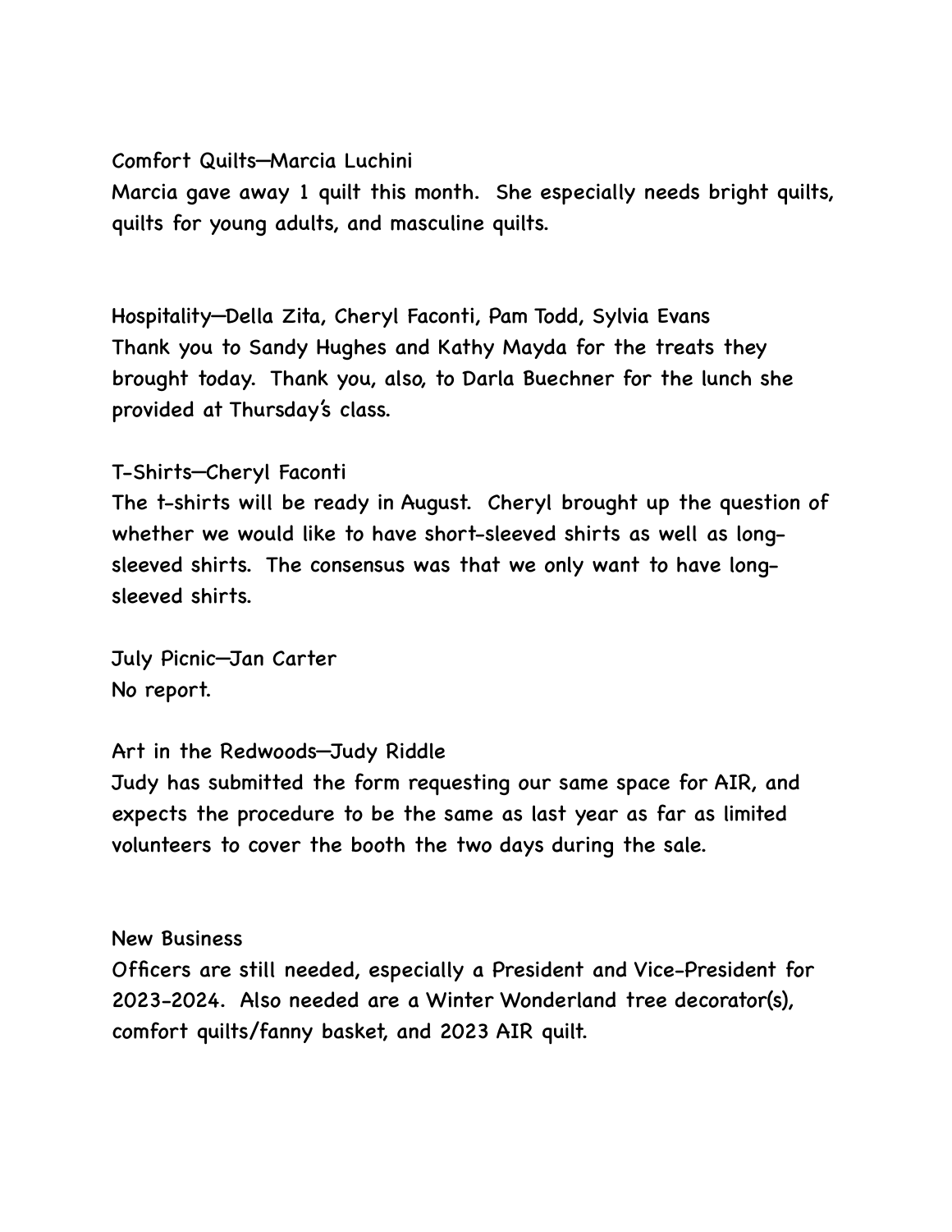Comfort Quilts—Marcia Luchini

Marcia gave away 1 quilt this month. She especially needs bright quilts, quilts for young adults, and masculine quilts.

Hospitality—Della Zita, Cheryl Faconti, Pam Todd, Sylvia Evans

Thank you to Sandy Hughes and Kathy Mayda for the treats they brought today. Thank you, also, to Darla Buechner for the lunch she provided at Thursday's class.

T-Shirts—Cheryl Faconti

The t-shirts will be ready in August. Cheryl brought up the question of whether we would like to have short-sleeved shirts as well as long-sleeved shirts. The consensus was that we only want to have long-sleeved shirts.

July Picnic—Jan Carter

No report.

Art in the Redwoods—Judy Riddle

Judy has submitted the form requesting our same space for AIR, and expects the procedure to be the same as last year as far as limited volunteers to cover the booth the two days during the sale.

New Business

Officers are still needed, especially a President and Vice-President for 2023-2024. Also needed are a Winter Wonderland tree decorator(s), comfort quilts/fanny basket, and 2023 AIR quilt.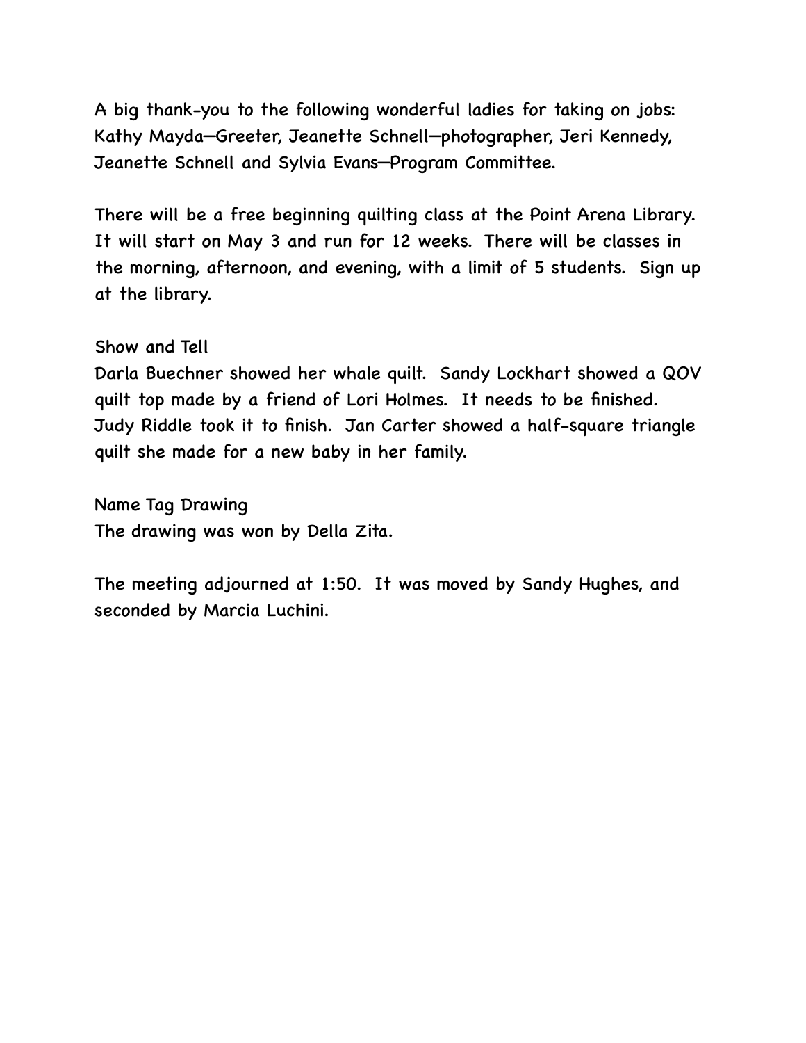A big thank-you to the following wonderful ladies for taking on jobs: Kathy Mayda—Greeter, Jeanette Schnell—photographer, Jeri Kennedy, Jeanette Schnell and Sylvia Evans—Program Committee.

There will be a free beginning quilting class at the Point Arena Library. It will start on May 3 and run for 12 weeks. There will be classes in the morning, afternoon, and evening, with a limit of 5 students. Sign up at the library.

Show and Tell

Darla Buechner showed her whale quilt. Sandy Lockhart showed a QOV quilt top made by a friend of Lori Holmes. It needs to be finished. Judy Riddle took it to finish. Jan Carter showed a half-square triangle quilt she made for a new baby in her family.

Name Tag Drawing

The drawing was won by Della Zita.

The meeting adjourned at 1:50. It was moved by Sandy Hughes, and seconded by Marcia Luchini.